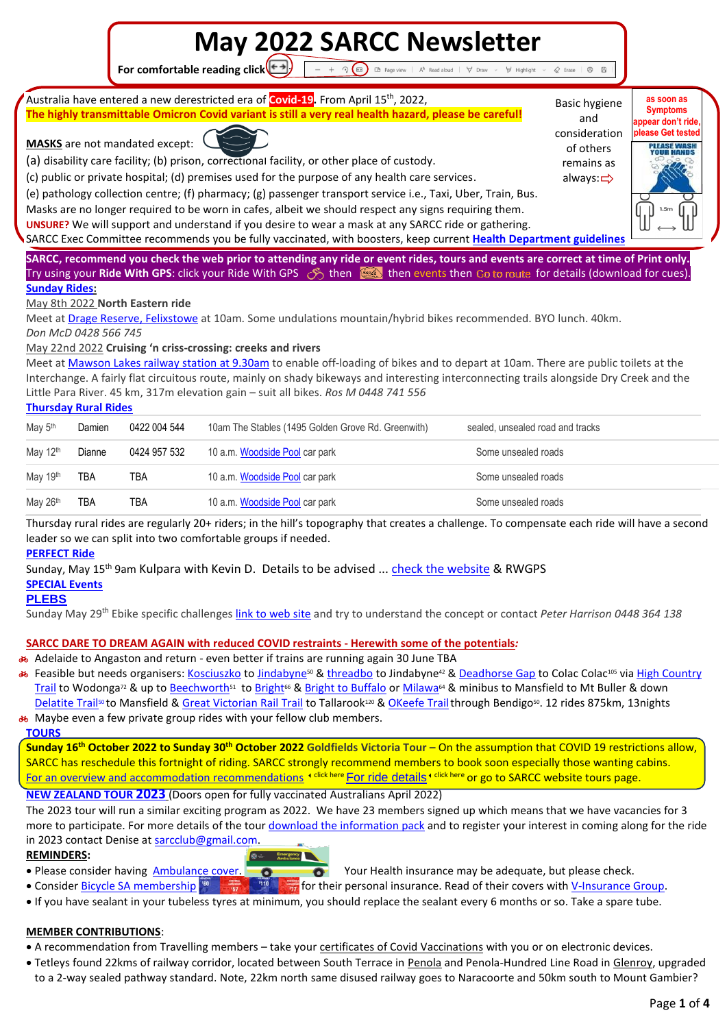# May 2022 SARCC Newsletter

**For comfortable reading click**

Australia have entered a new derestricted era of **Covid-19**. From April 15th, 2022,
**The highly transmittable Omicron Covid variant is still a very real health hazard, please be careful!**

**MASKS** are not mandated except:
(a) disability care facility; (b) prison, correctional facility, or other place of custody.
(c) public or private hospital; (d) premises used for the purpose of any health care services.
(e) pathology collection centre; (f) pharmacy; (g) passenger transport service i.e., Taxi, Uber, Train, Bus.
Masks are no longer required to be worn in cafes, albeit we should respect any signs requiring them.
**UNSURE?** We will support and understand if you desire to wear a mask at any SARCC ride or gathering.
SARCC Exec Committee recommends you be fully vaccinated, with boosters, keep current **Health Department guidelines**

Basic hygiene and consideration of others remains as always:

as soon as Symptoms appear don't ride, please Get tested

PLEASE WASH YOUR HANDS

1.5m

**SARCC, recommend you check the web prior to attending any ride or event rides, tours and events are correct at time of Print only.**
Try using your **Ride With GPS**: click your Ride With GPS then then events then Go to route for details (download for cues).

**Sunday Rides:**

May 8th 2022 **North Eastern ride**
Meet at Drage Reserve, Felixstowe at 10am. Some undulations mountain/hybrid bikes recommended. BYO lunch. 40km.
*Don McD 0428 566 745*

May 22nd 2022 **Cruising 'n criss-crossing: creeks and rivers**
Meet at Mawson Lakes railway station at 9.30am to enable off-loading of bikes and to depart at 10am. There are public toilets at the Interchange. A fairly flat circuitous route, mainly on shady bikeways and interesting interconnecting trails alongside Dry Creek and the Little Para River. 45 km, 317m elevation gain – suit all bikes. *Ros M 0448 741 556*

**Thursday Rural Rides**

| | | | | |
|---|---|---|---|---|
| May 5th | Damien | 0422 004 544 | 10am The Stables (1495 Golden Grove Rd. Greenwith) | sealed, unsealed road and tracks |
| May 12th | Dianne | 0424 957 532 | 10 a.m. Woodside Pool car park | Some unsealed roads |
| May 19th | TBA | TBA | 10 a.m. Woodside Pool car park | Some unsealed roads |
| May 26th | TBA | TBA | 10 a.m. Woodside Pool car park | Some unsealed roads |

Thursday rural rides are regularly 20+ riders; in the hill's topography that creates a challenge. To compensate each ride will have a second leader so we can split into two comfortable groups if needed.

**PERFECT Ride**

Sunday, May 15th 9am Kulpara with Kevin D. Details to be advised ... check the website & RWGPS

**SPECIAL Events**

**PLEBS**

Sunday May 29th Ebike specific challenges link to web site and try to understand the concept or contact *Peter Harrison 0448 364 138*

**SARCC DARE TO DREAM AGAIN with reduced COVID restraints - Herewith some of the potentials:**

- Adelaide to Angaston and return - even better if trains are running again 30 June TBA
- Feasible but needs organisers: Kosciuszko to Jindabyne50 & threadbo to Jindabyne42 & Deadhorse Gap to Colac Colac105 via High Country Trail to Wodonga72 & up to Beechworth51 to Bright66 & Bright to Buffalo or Milawa64 & minibus to Mansfield to Mt Buller & down Delatite Trail50 to Mansfield & Great Victorian Rail Trail to Tallarook120 & OKeefe Trail through Bendigo50. 12 rides 875km, 13nights
- Maybe even a few private group rides with your fellow club members.

**TOURS**

**Sunday 16th October 2022 to Sunday 30th October 2022 Goldfields Victoria Tour** – On the assumption that COVID 19 restrictions allow, SARCC has reschedule this fortnight of riding. SARCC strongly recommend members to book soon especially those wanting cabins.
For an overview and accommodation recommendations click here For ride details click here or go to SARCC website tours page.

**NEW ZEALAND TOUR 2023** (Doors open for fully vaccinated Australians April 2022)
The 2023 tour will run a similar exciting program as 2022. We have 23 members signed up which means that we have vacancies for 3 more to participate. For more details of the tour download the information pack and to register your interest in coming along for the ride in 2023 contact Denise at sarcclub@gmail.com.

**REMINDERS**:

- Please consider having Ambulance cover. Your Health insurance may be adequate, but please check.
- Consider Bicycle SA membership for their personal insurance. Read of their covers with V-Insurance Group.
- If you have sealant in your tubeless tyres at minimum, you should replace the sealant every 6 months or so. Take a spare tube.

**MEMBER CONTRIBUTIONS**:

- A recommendation from Travelling members – take your certificates of Covid Vaccinations with you or on electronic devices.
- Tetleys found 22kms of railway corridor, located between South Terrace in Penola and Penola-Hundred Line Road in Glenroy, upgraded to a 2-way sealed pathway standard. Note, 22km north same disused railway goes to Naracoorte and 50km south to Mount Gambier?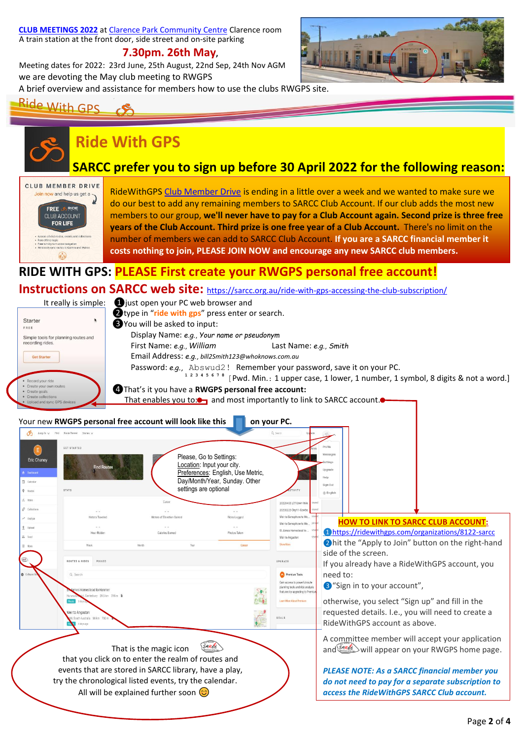**CLUB MEETINGS 2022** at Clarence Park Community Centre Clarence room
A train station at the front door, side street and on-site parking

**7.30pm. 26th May,**

Meeting dates for 2022: 23rd June, 25th August, 22nd Sep, 24th Nov AGM
we are devoting the May club meeting to RWGPS
A brief overview and assistance for members how to use the clubs RWGPS site.

# Ride With GPS

## SARCC prefer you to sign up before 30 April 2022 for the following reason:

RideWithGPS Club Member Drive is ending in a little over a week and we wanted to make sure we do our best to add any remaining members to SARCC Club Account. If our club adds the most new members to our group, **we'll never have to pay for a Club Account again. Second prize is three free years of the Club Account. Third prize is one free year of a Club Account.** There's no limit on the number of members we can add to SARCC Club Account. **If you are a SARCC financial member it costs nothing to join, PLEASE JOIN NOW and encourage any new SARCC club members.**

## RIDE WITH GPS: PLEASE First create your RWGPS personal free account!

## Instructions on SARCC web site: https://sarcc.org.au/ride-with-gps-accessing-the-club-subscription/

It really is simple:

1. just open your PC web browser and
2. type in "ride with gps" press enter or search.
3. You will be asked to input:
   - Display Name: *e.g., Your name or pseudonym*
   - First Name: *e.g., William* Last Name: *e.g., Smith*
   - Email Address: *e.g., bill2Smith123@whoknows.com.au*
   - Password: *e.g.,* Abswud2! Remember your password, save it on your PC. [Pwd. Min.: 1 upper case, 1 lower, 1 number, 1 symbol, 8 digits & not a word.]
4. That's it you have a **RWGPS personal free account:**
   That enables you to: and most importantly to link to SARCC account.

Your new **RWGPS personal free account will look like this** on your PC.

Please, Go to Settings:
Location: Input your city.
Preferences: English, Use Metric, Day/Month/Year, Sunday. Other settings are optional

That is the magic icon that you click on to enter the realm of routes and events that are stored in SARCC library, have a play, try the chronological listed events, try the calendar.
All will be explained further soon 😊

### HOW TO LINK TO SARCC CLUB ACCOUNT:

1. https://ridewithgps.com/organizations/8122-sarcc
2. hit the "Apply to Join" button on the right-hand side of the screen.

If you already have a RideWithGPS account, you need to:

3. "Sign in to your account",

otherwise, you select "Sign up" and fill in the requested details. I.e., you will need to create a RideWithGPS account as above.

A committee member will accept your application and will appear on your RWGPS home page.

***PLEASE NOTE: As a SARCC financial member you do not need to pay for a separate subscription to access the RideWithGPS SARCC Club account.***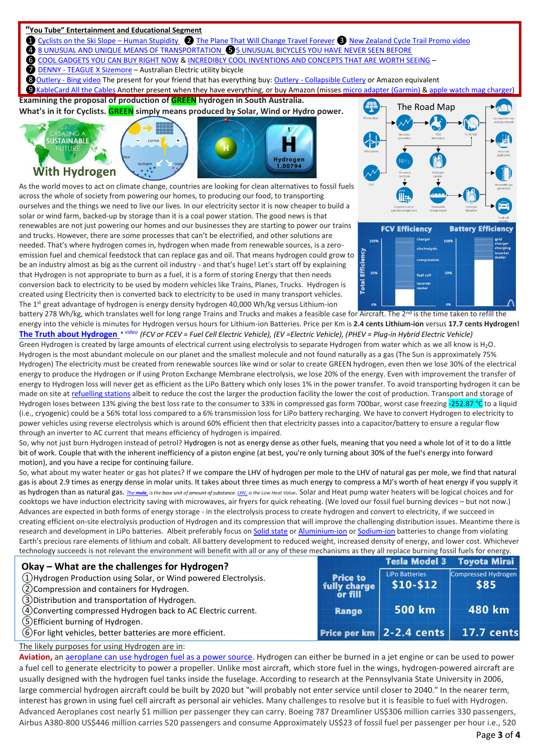**"You Tube" Entertainment and Educational Segment**

❶ Cyclists on the Ski Slope – Human Stupidity ❷ The Plane That Will Change Travel Forever ❸ New Zealand Cycle Trail Promo video
❹ 8 UNUSUAL AND UNIQUE MEANS OF TRANSPORTATION ❺ 5 UNUSUAL BICYCLES YOU HAVE NEVER SEEN BEFORE
❻ COOL GADGETS YOU CAN BUY RIGHT NOW & INCREDIBLY COOL INVENTIONS AND CONCEPTS THAT ARE WORTH SEEING –
❼ DENNY - TEAGUE X Sizemore – Australian Electric utility bicycle
❽ Outlery - Bing video The present for your friend that has everything buy: Outlery - Collapsible Cutlery or Amazon equivalent
❾ KableCard All the Cables Another present when they have everything, or buy Amazon (misses micro adapter (Garmin) & apple watch mag charger)

**Examining the proposal of production of GREEN hydrogen in South Australia.**
**What's in it for Cyclists. GREEN simply means produced by Solar, Wind or Hydro power.**

CREATING A SUSTAINABLE FUTURE With Hydrogen

The Road Map

FCV Efficiency
Battery Efficiency

As the world moves to act on climate change, countries are looking for clean alternatives to fossil fuels across the whole of society from powering our homes, to producing our food, to transporting ourselves and the things we need to live our lives. In our electricity sector it is now cheaper to build a solar or wind farm, backed-up by storage than it is a coal power station. The good news is that renewables are not just powering our homes and our businesses they are starting to power our trains and trucks. However, there are some processes that can't be electrified, and other solutions are needed. That's where hydrogen comes in, hydrogen when made from renewable sources, is a zero-emission fuel and chemical feedstock that can replace gas and oil. That means hydrogen could grow to be an industry almost as big as the current oil industry - and that's huge! Let's start off by explaining that Hydrogen is not appropriate to burn as a fuel, it is a form of storing Energy that then needs conversion back to electricity to be used by modern vehicles like Trains, Planes, Trucks. Hydrogen is created by using Electricity then is converted back to electricity to be used in many transport vehicles. The 1st great advantage of hydrogen is energy density hydrogen 40,000 Wh/kg versus Lithium-ion battery 278 Wh/kg, which translates well for long range Trains and Trucks and makes a feasible case for Aircraft. The 2nd is the time taken to refill the energy into the vehicle is minutes for Hydrogen versus hours for Lithium-ion Batteries. Price per Km is **2.4 cents Lithium-ion** versus **17.7 cents Hydrogen!**

**The Truth about Hydrogen** video *(FCV or FCEV = Fuel Cell Electric Vehicle), (EV =Electric Vehicle), (PHEV = Plug-in Hybrid Electric Vehicle)*

Green Hydrogen is created by large amounts of electrical current using electrolysis to separate Hydrogen from water which as we all know is $H_2O$. Hydrogen is the most abundant molecule on our planet and the smallest molecule and not found naturally as a gas (The Sun is approximately 75% Hydrogen) The electricity must be created from renewable sources like wind or solar to create GREEN hydrogen, even then we lose 30% of the electrical energy to produce the Hydrogen or if using Proton Exchange Membrane electrolysis, we lose 20% of the energy. Even with improvement the transfer of energy to Hydrogen loss will never get as efficient as the LiPo Battery which only loses 1% in the power transfer. To avoid transporting hydrogen it can be made on site at refuelling stations albeit to reduce the cost the larger the production facility the lower the cost of production. Transport and storage of Hydrogen loses between 13% giving the best loss rate to the consumer to 33% in compressed gas form 700bar, worst case freezing -252.87 °C to a liquid (i.e., cryogenic) could be a 56% total loss compared to a 6% transmission loss for LiPo battery recharging. We have to convert Hydrogen to electricity to power vehicles using reverse electrolysis which is around 60% efficient then that electricity passes into a capacitor/battery to ensure a regular flow through an inverter to AC current that means efficiency of hydrogen is impaired.

So, why not just burn Hydrogen instead of petrol? Hydrogen is not as energy dense as other fuels, meaning that you need a whole lot of it to do a little bit of work. Couple that with the inherent inefficiency of a piston engine (at best, you're only turning about 30% of the fuel's energy into forward motion), and you have a recipe for continuing failure.

So, what about my water heater or gas hot plates? If we compare the LHV of hydrogen per mole to the LHV of natural gas per mole, we find that natural gas is about 2.9 times as energy dense in molar units. It takes about three times as much energy to compress a MJ's worth of heat energy if you supply it as hydrogen than as natural gas. *The mole, is the base unit of amount of substance. LHV, is the Low Heat Value.* Solar and Heat pump water heaters will be logical choices and for cooktops we have induction electricity saving with microwaves, air fryers for quick reheating. (We loved our fossil fuel burning devices – but not now.) Advances are expected in both forms of energy storage - in the electrolysis process to create hydrogen and convert to electricity, if we succeed in creating efficient on-site electrolysis production of Hydrogen and its compression that will improve the challenging distribution issues. Meantime there is research and development in LiPo batteries. Albeit preferably focus on Solid state or Aluminium-ion or Sodium-ion batteries to change from violating Earth's precious rare elements of lithium and cobalt. All battery development to reduced weight, increased density of energy, and lower cost. Whichever technology succeeds is not relevant the environment will benefit with all or any of these mechanisms as they all replace burning fossil fuels for energy.

## Okay – What are the challenges for Hydrogen?

① Hydrogen Production using Solar, or Wind powered Electrolysis.
② Compression and containers for Hydrogen.
③ Distribution and transportation of Hydrogen.
④ Converting compressed Hydrogen back to AC Electric current.
⑤ Efficient burning of Hydrogen.
⑥ For light vehicles, better batteries are more efficient.

| | Tesla Model 3 | Toyota Mirai |
|---|---|---|
| | LiPo Batteries | Compressed Hydrogen |
| Price to fully charge or fill | $10-$12 | $85 |
| Range | 500 km | 480 km |
| Price per km | 2-2.4 cents | 17.7 cents |

The likely purposes for using Hydrogen are in:

**Aviation,** an aeroplane can use hydrogen fuel as a power source. Hydrogen can either be burned in a jet engine or can be used to power a fuel cell to generate electricity to power a propeller. Unlike most aircraft, which store fuel in the wings, hydrogen-powered aircraft are usually designed with the hydrogen fuel tanks inside the fuselage. According to research at the Pennsylvania State University in 2006, large commercial hydrogen aircraft could be built by 2020 but "will probably not enter service until closer to 2040." In the nearer term, interest has grown in using fuel cell aircraft as personal air vehicles. Many challenges to resolve but it is feasible to fuel with Hydrogen. Advanced Aeroplanes cost nearly $1 million per passenger they can carry. Boeing 787 Dreamliner US$306 million carries 330 passengers, Airbus A380-800 US$446 million carries 520 passengers and consume Approximately US$23 of fossil fuel per passenger per hour i.e., 520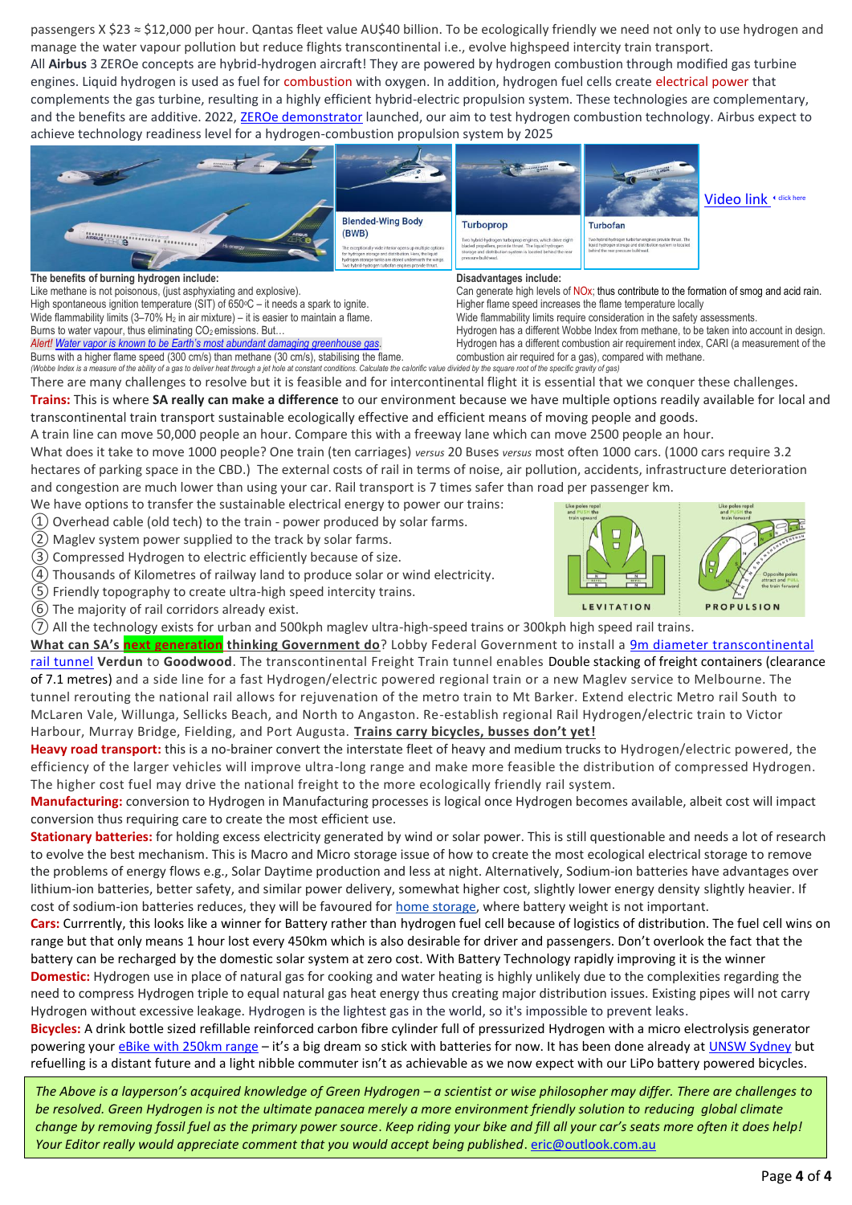passengers X $23 ≈ $12,000 per hour. Qantas fleet value AU$40 billion. To be ecologically friendly we need not only to use hydrogen and manage the water vapour pollution but reduce flights transcontinental i.e., evolve highspeed intercity train transport.

All **Airbus** 3 ZEROe concepts are hybrid-hydrogen aircraft! They are powered by hydrogen combustion through modified gas turbine engines. Liquid hydrogen is used as fuel for combustion with oxygen. In addition, hydrogen fuel cells create electrical power that complements the gas turbine, resulting in a highly efficient hybrid-electric propulsion system. These technologies are complementary, and the benefits are additive. 2022, ZEROe demonstrator launched, our aim to test hydrogen combustion technology. Airbus expect to achieve technology readiness level for a hydrogen-combustion propulsion system by 2025

Blended-Wing Body (BWB)

Turboprop

Turbofan

Video link ‹ click here

**The benefits of burning hydrogen include:**

Like methane is not poisonous, (just asphyxiating and explosive).

High spontaneous ignition temperature (SIT) of 650ºC – it needs a spark to ignite.

Wide flammability limits (3–70% $H_2$ in air mixture) – it is easier to maintain a flame.

Burns to water vapour, thus eliminating $CO_2$ emissions. But…

*Alert! Water vapor is known to be Earth's most abundant damaging greenhouse gas.*

Burns with a higher flame speed (300 cm/s) than methane (30 cm/s), stabilising the flame.

**Disadvantages include:**

Can generate high levels of $NO_X$; thus contribute to the formation of smog and acid rain.

Higher flame speed increases the flame temperature locally

Wide flammability limits require consideration in the safety assessments.

Hydrogen has a different Wobbe Index from methane, to be taken into account in design.

Hydrogen has a different combustion air requirement index, CARI (a measurement of the combustion air required for a gas), compared with methane.

*(Wobbe Index is a measure of the ability of a gas to deliver heat through a jet hole at constant conditions. Calculate the calorific value divided by the square root of the specific gravity of gas)*

There are many challenges to resolve but it is feasible and for intercontinental flight it is essential that we conquer these challenges.

**Trains:** This is where **SA really can make a difference** to our environment because we have multiple options readily available for local and transcontinental train transport sustainable ecologically effective and efficient means of moving people and goods.

A train line can move 50,000 people an hour. Compare this with a freeway lane which can move 2500 people an hour.

What does it take to move 1000 people? One train (ten carriages) *versus* 20 Buses *versus* most often 1000 cars. (1000 cars require 3.2 hectares of parking space in the CBD.) The external costs of rail in terms of noise, air pollution, accidents, infrastructure deterioration and congestion are much lower than using your car. Rail transport is 7 times safer than road per passenger km.

We have options to transfer the sustainable electrical energy to power our trains:

1. Overhead cable (old tech) to the train - power produced by solar farms.
2. Maglev system power supplied to the track by solar farms.
3. Compressed Hydrogen to electric efficiently because of size.
4. Thousands of Kilometres of railway land to produce solar or wind electricity.
5. Friendly topography to create ultra-high speed intercity trains.
6. The majority of rail corridors already exist.
7. All the technology exists for urban and 500kph maglev ultra-high-speed trains or 300kph high speed rail trains.

Like poles repel and PUSH the train upward — LEVITATION

Like poles repel and PUSH the train forward — Opposite poles attract and PULL the train forward — PROPULSION

**What can SA's next generation thinking Government do**? Lobby Federal Government to install a 9m diameter transcontinental rail tunnel **Verdun** to **Goodwood**. The transcontinental Freight Train tunnel enables Double stacking of freight containers (clearance of 7.1 metres) and a side line for a fast Hydrogen/electric powered regional train or a new Maglev service to Melbourne. The tunnel rerouting the national rail allows for rejuvenation of the metro train to Mt Barker. Extend electric Metro rail South to McLaren Vale, Willunga, Sellicks Beach, and North to Angaston. Re-establish regional Rail Hydrogen/electric train to Victor Harbour, Murray Bridge, Fielding, and Port Augusta. **Trains carry bicycles, busses don't yet!**

**Heavy road transport:** this is a no-brainer convert the interstate fleet of heavy and medium trucks to Hydrogen/electric powered, the efficiency of the larger vehicles will improve ultra-long range and make more feasible the distribution of compressed Hydrogen. The higher cost fuel may drive the national freight to the more ecologically friendly rail system.

**Manufacturing:** conversion to Hydrogen in Manufacturing processes is logical once Hydrogen becomes available, albeit cost will impact conversion thus requiring care to create the most efficient use.

**Stationary batteries:** for holding excess electricity generated by wind or solar power. This is still questionable and needs a lot of research to evolve the best mechanism. This is Macro and Micro storage issue of how to create the most ecological electrical storage to remove the problems of energy flows e.g., Solar Daytime production and less at night. Alternatively, Sodium-ion batteries have advantages over lithium-ion batteries, better safety, and similar power delivery, somewhat higher cost, slightly lower energy density slightly heavier. If cost of sodium-ion batteries reduces, they will be favoured for home storage, where battery weight is not important.

**Cars:** Currrently, this looks like a winner for Battery rather than hydrogen fuel cell because of logistics of distribution. The fuel cell wins on range but that only means 1 hour lost every 450km which is also desirable for driver and passengers. Don't overlook the fact that the battery can be recharged by the domestic solar system at zero cost. With Battery Technology rapidly improving it is the winner

**Domestic:** Hydrogen use in place of natural gas for cooking and water heating is highly unlikely due to the complexities regarding the need to compress Hydrogen triple to equal natural gas heat energy thus creating major distribution issues. Existing pipes will not carry Hydrogen without excessive leakage. Hydrogen is the lightest gas in the world, so it's impossible to prevent leaks.

**Bicycles:** A drink bottle sized refillable reinforced carbon fibre cylinder full of pressurized Hydrogen with a micro electrolysis generator powering your eBike with 250km range – it's a big dream so stick with batteries for now. It has been done already at UNSW Sydney but refuelling is a distant future and a light nibble commuter isn't as achievable as we now expect with our LiPo battery powered bicycles.

*The Above is a layperson's acquired knowledge of Green Hydrogen – a scientist or wise philosopher may differ. There are challenges to be resolved. Green Hydrogen is not the ultimate panacea merely a more environment friendly solution to reducing global climate change by removing fossil fuel as the primary power source. Keep riding your bike and fill all your car's seats more often it does help! Your Editor really would appreciate comment that you would accept being published.* eric@outlook.com.au